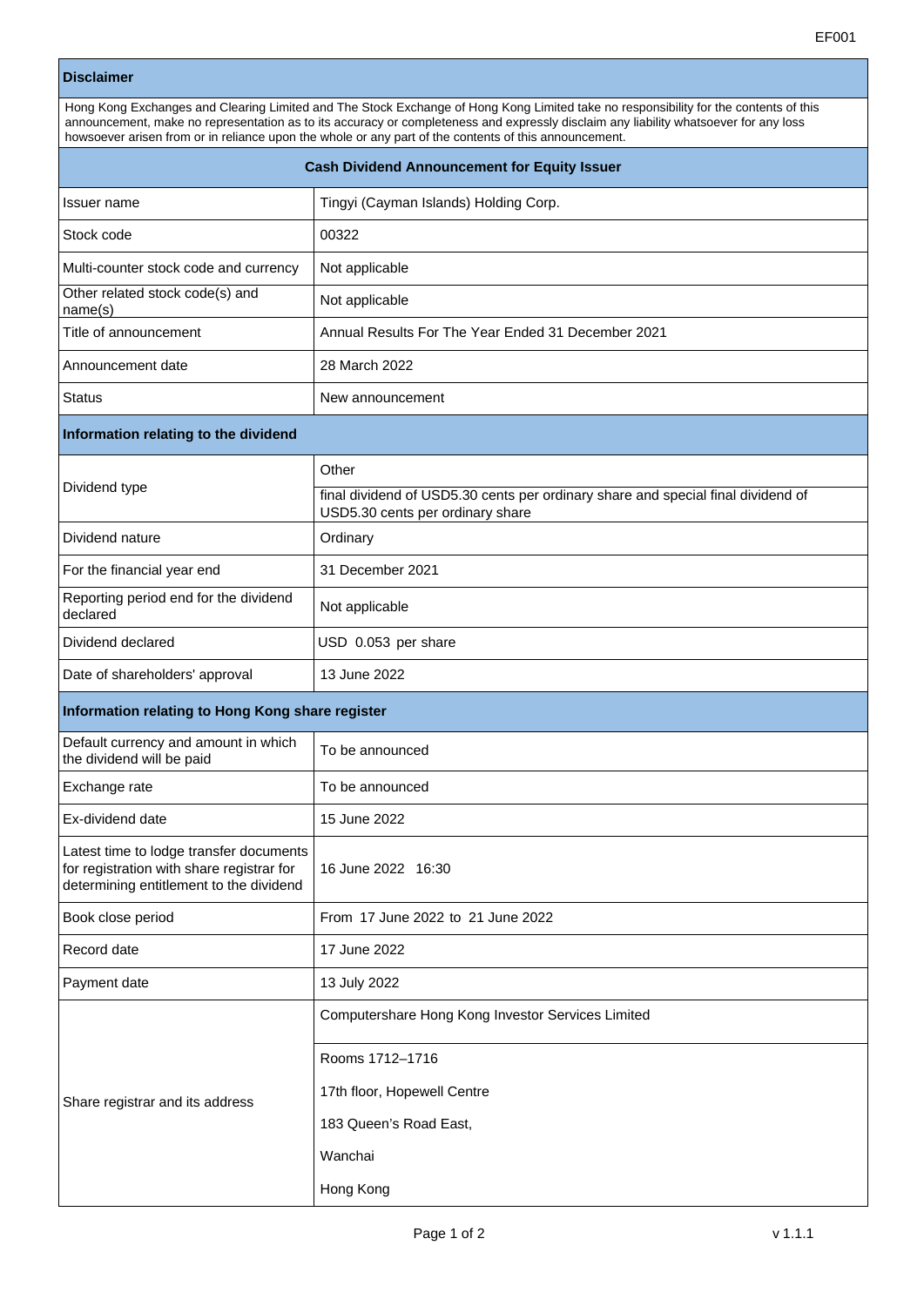EF001

| **Disclaimer** | |
|---|---|
| Hong Kong Exchanges and Clearing Limited and The Stock Exchange of Hong Kong Limited take no responsibility for the contents of this announcement, make no representation as to its accuracy or completeness and expressly disclaim any liability whatsoever for any loss howsoever arisen from or in reliance upon the whole or any part of the contents of this announcement. | |

| **Cash Dividend Announcement for Equity Issuer** | |
|---|---|
| Issuer name | Tingyi (Cayman Islands) Holding Corp. |
| Stock code | 00322 |
| Multi-counter stock code and currency | Not applicable |
| Other related stock code(s) and name(s) | Not applicable |
| Title of announcement | Annual Results For The Year Ended 31 December 2021 |
| Announcement date | 28 March 2022 |
| Status | New announcement |
| **Information relating to the dividend** | |
| Dividend type | Other |
| | final dividend of USD5.30 cents per ordinary share and special final dividend of USD5.30 cents per ordinary share |
| Dividend nature | Ordinary |
| For the financial year end | 31 December 2021 |
| Reporting period end for the dividend declared | Not applicable |
| Dividend declared | USD 0.053 per share |
| Date of shareholders' approval | 13 June 2022 |
| **Information relating to Hong Kong share register** | |
| Default currency and amount in which the dividend will be paid | To be announced |
| Exchange rate | To be announced |
| Ex-dividend date | 15 June 2022 |
| Latest time to lodge transfer documents for registration with share registrar for determining entitlement to the dividend | 16 June 2022 16:30 |
| Book close period | From 17 June 2022 to 21 June 2022 |
| Record date | 17 June 2022 |
| Payment date | 13 July 2022 |
| Share registrar and its address | Computershare Hong Kong Investor Services Limited<br>Rooms 1712–1716<br>17th floor, Hopewell Centre<br>183 Queen's Road East,<br>Wanchai<br>Hong Kong |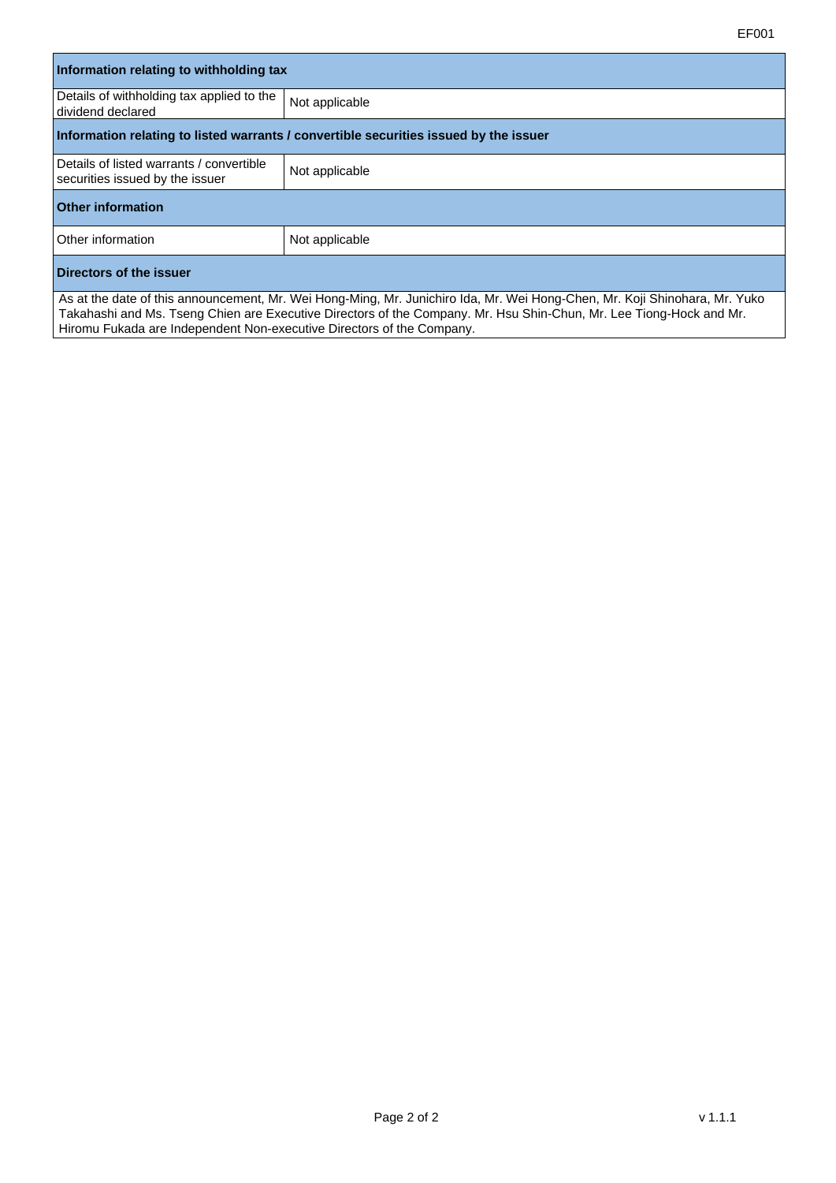| Information relating to withholding tax | |
|---|---|
| Details of withholding tax applied to the dividend declared | Not applicable |

| Information relating to listed warrants / convertible securities issued by the issuer | |
|---|---|
| Details of listed warrants / convertible securities issued by the issuer | Not applicable |

| Other information | |
|---|---|
| Other information | Not applicable |

**Directors of the issuer**

As at the date of this announcement, Mr. Wei Hong-Ming, Mr. Junichiro Ida, Mr. Wei Hong-Chen, Mr. Koji Shinohara, Mr. Yuko Takahashi and Ms. Tseng Chien are Executive Directors of the Company. Mr. Hsu Shin-Chun, Mr. Lee Tiong-Hock and Mr. Hiromu Fukada are Independent Non-executive Directors of the Company.